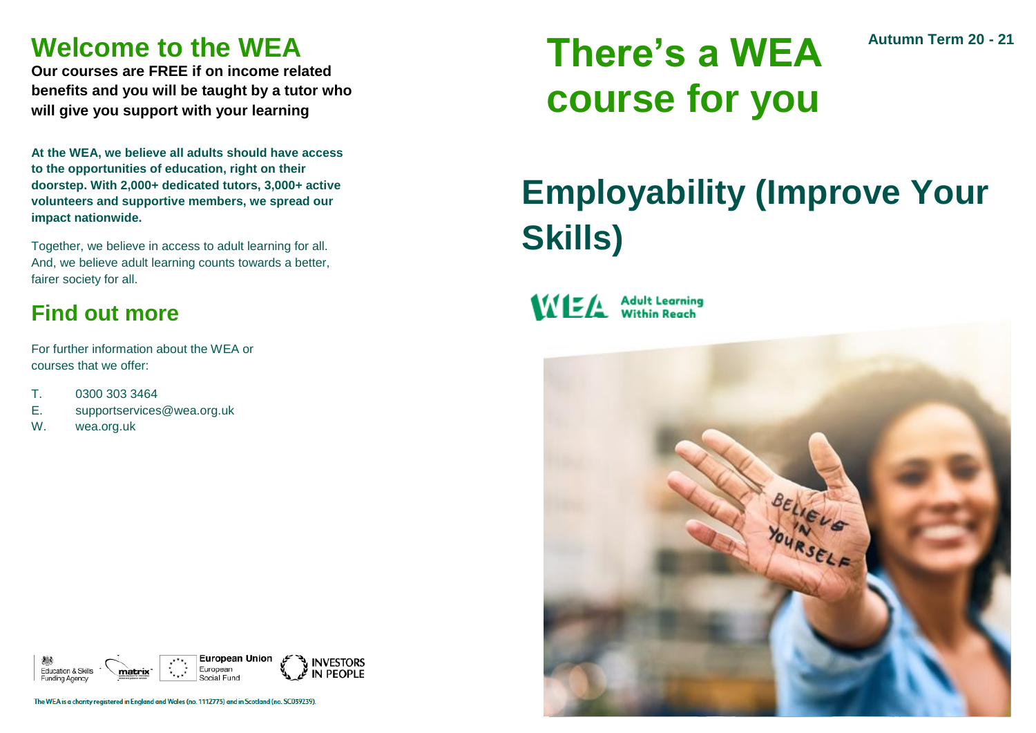## Welcome to the WEA

**Our courses are FREE if on income related benefits and you will be taught by a tutor who will give you support with your learning**

**At the WEA, we believe all adults should have access to the opportunities of education, right on their doorstep. With 2,000+ dedicated tutors, 3,000+ active volunteers and supportive members, we spread our impact nationwide.**

Together, we believe in access to adult learning for all. And, we believe adult learning counts towards a better, fairer society for all.

## Find out more

For further information about the WEA or courses that we offer:

T. 0300 303 3464
E. supportservices@wea.org.uk
W. wea.org.uk

Education & Skills Funding Agency · matrix · European Union European Social Fund · INVESTORS IN PEOPLE

The WEA is a charity registered in England and Wales (no. 1112775) and in Scotland (no. SC039239).

**Autumn Term 20 - 21**

# There's a WEA course for you

# Employability (Improve Your Skills)

WEA Adult Learning Within Reach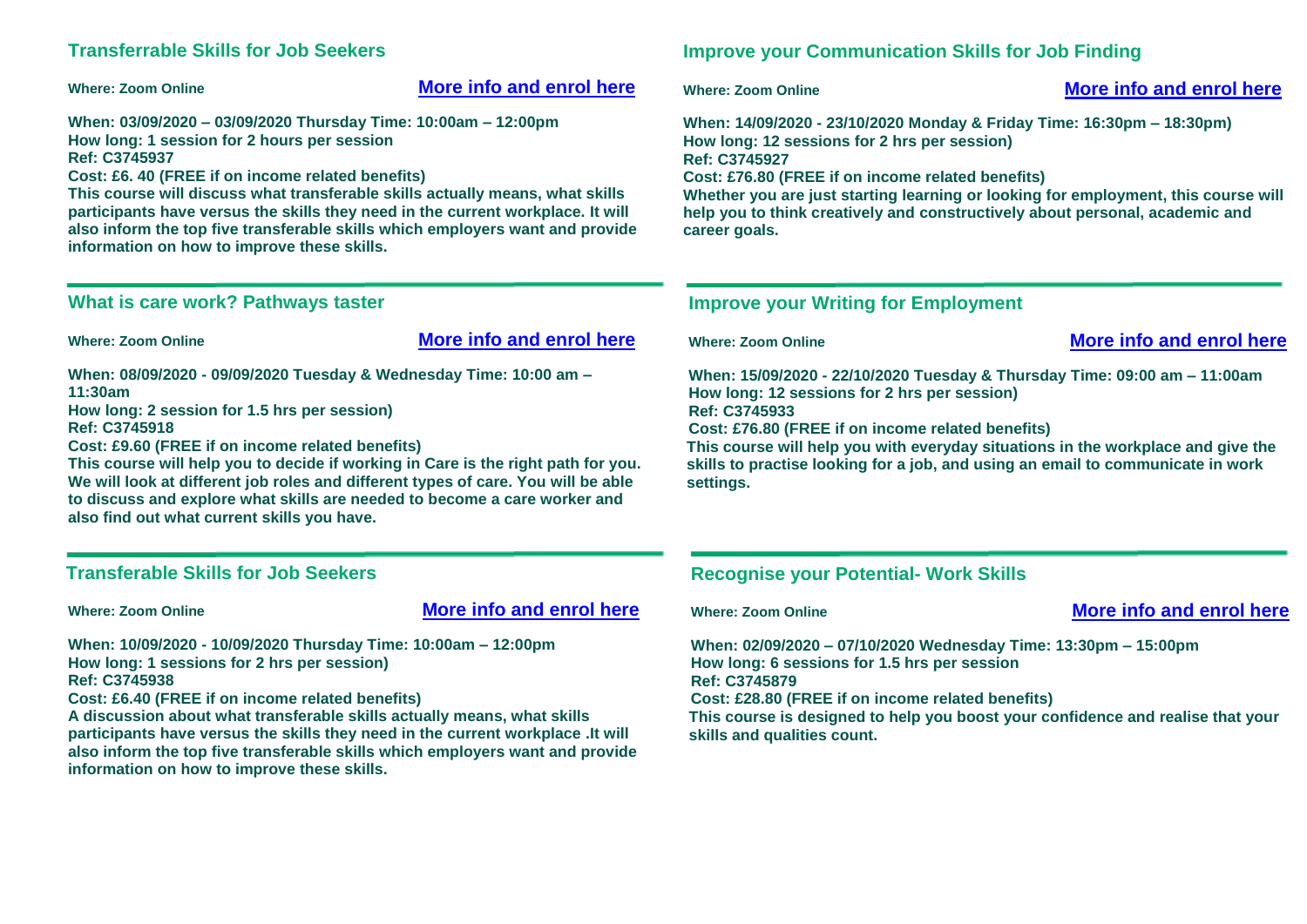## Transferrable Skills for Job Seekers

**Where: Zoom Online** [More info and enrol here]

**When: 03/09/2020 – 03/09/2020 Thursday Time: 10:00am – 12:00pm**
**How long: 1 session for 2 hours per session**
**Ref: C3745937**
**Cost: £6. 40 (FREE if on income related benefits)**
**This course will discuss what transferable skills actually means, what skills participants have versus the skills they need in the current workplace. It will also inform the top five transferable skills which employers want and provide information on how to improve these skills.**

## What is care work? Pathways taster

**Where: Zoom Online** [More info and enrol here]

**When: 08/09/2020 - 09/09/2020 Tuesday & Wednesday Time: 10:00 am – 11:30am**
**How long: 2 session for 1.5 hrs per session)**
**Ref: C3745918**
**Cost: £9.60 (FREE if on income related benefits)**
**This course will help you to decide if working in Care is the right path for you. We will look at different job roles and different types of care. You will be able to discuss and explore what skills are needed to become a care worker and also find out what current skills you have.**

## Transferable Skills for Job Seekers

**Where: Zoom Online** [More info and enrol here]

**When: 10/09/2020 - 10/09/2020 Thursday Time: 10:00am – 12:00pm**
**How long: 1 sessions for 2 hrs per session)**
**Ref: C3745938**
**Cost: £6.40 (FREE if on income related benefits)**
**A discussion about what transferable skills actually means, what skills participants have versus the skills they need in the current workplace .It will also inform the top five transferable skills which employers want and provide information on how to improve these skills.**

## Improve your Communication Skills for Job Finding

**Where: Zoom Online** [More info and enrol here]

**When: 14/09/2020 - 23/10/2020 Monday & Friday Time: 16:30pm – 18:30pm)**
**How long: 12 sessions for 2 hrs per session)**
**Ref: C3745927**
**Cost: £76.80 (FREE if on income related benefits)**
**Whether you are just starting learning or looking for employment, this course will help you to think creatively and constructively about personal, academic and career goals.**

## Improve your Writing for Employment

**Where: Zoom Online** [More info and enrol here]

**When: 15/09/2020 - 22/10/2020 Tuesday & Thursday Time: 09:00 am – 11:00am**
**How long: 12 sessions for 2 hrs per session)**
**Ref: C3745933**
**Cost: £76.80 (FREE if on income related benefits)**
**This course will help you with everyday situations in the workplace and give the skills to practise looking for a job, and using an email to communicate in work settings.**

## Recognise your Potential- Work Skills

**Where: Zoom Online** [More info and enrol here]

**When: 02/09/2020 – 07/10/2020 Wednesday Time: 13:30pm – 15:00pm**
**How long: 6 sessions for 1.5 hrs per session**
**Ref: C3745879**
**Cost: £28.80 (FREE if on income related benefits)**
**This course is designed to help you boost your confidence and realise that your skills and qualities count.**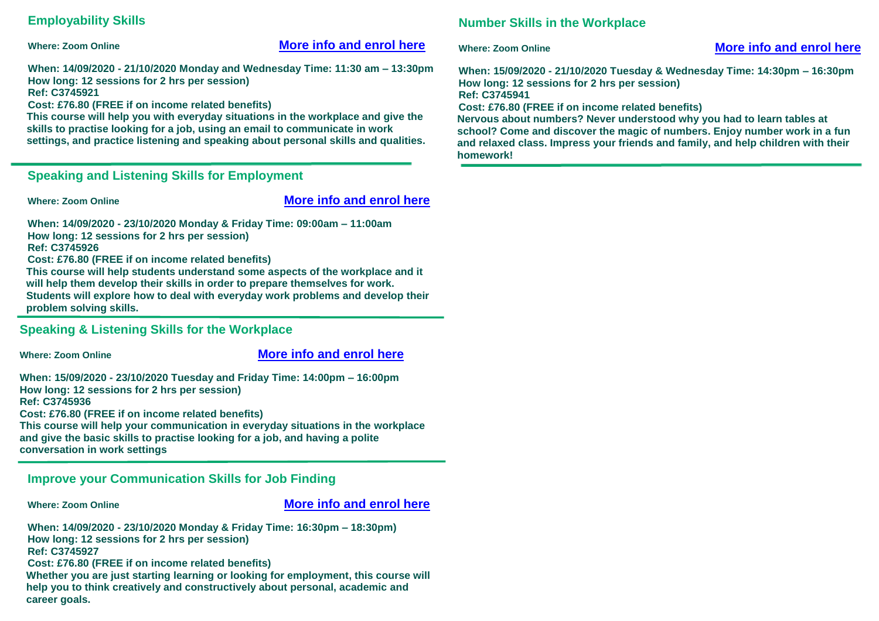## Employability Skills

**Where: Zoom Online**

**More info and enrol here**

**When: 14/09/2020 - 21/10/2020 Monday and Wednesday Time: 11:30 am – 13:30pm**
**How long: 12 sessions for 2 hrs per session)**
**Ref: C3745921**
**Cost: £76.80 (FREE if on income related benefits)**
**This course will help you with everyday situations in the workplace and give the skills to practise looking for a job, using an email to communicate in work settings, and practice listening and speaking about personal skills and qualities.**

## Speaking and Listening Skills for Employment

**Where: Zoom Online**

**More info and enrol here**

**When: 14/09/2020 - 23/10/2020 Monday & Friday Time: 09:00am – 11:00am**
**How long: 12 sessions for 2 hrs per session)**
**Ref: C3745926**
**Cost: £76.80 (FREE if on income related benefits)**
**This course will help students understand some aspects of the workplace and it will help them develop their skills in order to prepare themselves for work. Students will explore how to deal with everyday work problems and develop their problem solving skills.**

## Speaking & Listening Skills for the Workplace

**Where: Zoom Online**

**More info and enrol here**

**When: 15/09/2020 - 23/10/2020 Tuesday and Friday Time: 14:00pm – 16:00pm**
**How long: 12 sessions for 2 hrs per session)**
**Ref: C3745936**
**Cost: £76.80 (FREE if on income related benefits)**
**This course will help your communication in everyday situations in the workplace and give the basic skills to practise looking for a job, and having a polite conversation in work settings**

## Improve your Communication Skills for Job Finding

**Where: Zoom Online**

**More info and enrol here**

**When: 14/09/2020 - 23/10/2020 Monday & Friday Time: 16:30pm – 18:30pm)**
**How long: 12 sessions for 2 hrs per session)**
**Ref: C3745927**
**Cost: £76.80 (FREE if on income related benefits)**
**Whether you are just starting learning or looking for employment, this course will help you to think creatively and constructively about personal, academic and career goals.**

## Number Skills in the Workplace

**Where: Zoom Online**

**More info and enrol here**

**When: 15/09/2020 - 21/10/2020 Tuesday & Wednesday Time: 14:30pm – 16:30pm**
**How long: 12 sessions for 2 hrs per session)**
**Ref: C3745941**
**Cost: £76.80 (FREE if on income related benefits)**
**Nervous about numbers? Never understood why you had to learn tables at school? Come and discover the magic of numbers. Enjoy number work in a fun and relaxed class. Impress your friends and family, and help children with their homework!**